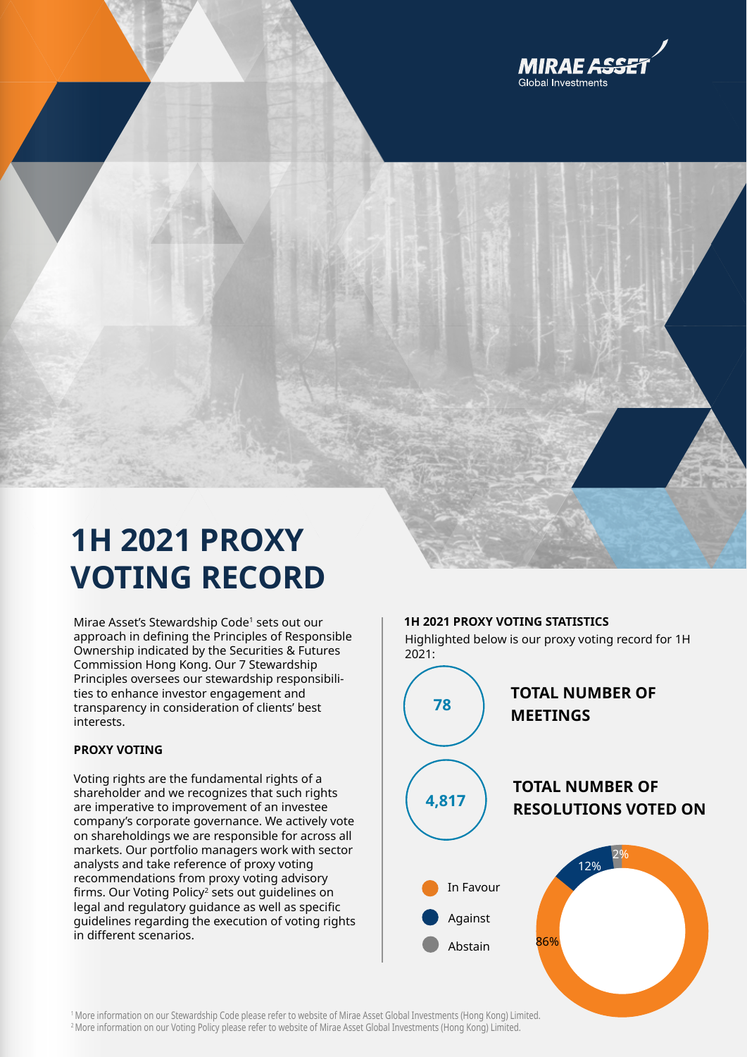MIRAE ASSET
Global Investments

# 1H 2021 PROXY VOTING RECORD

Mirae Asset's Stewardship Code[1] sets out our approach in defining the Principles of Responsible Ownership indicated by the Securities & Futures Commission Hong Kong. Our 7 Stewardship Principles oversees our stewardship responsibilities to enhance investor engagement and transparency in consideration of clients' best interests.

**PROXY VOTING**

Voting rights are the fundamental rights of a shareholder and we recognizes that such rights are imperative to improvement of an investee company's corporate governance. We actively vote on shareholdings we are responsible for across all markets. Our portfolio managers work with sector analysts and take reference of proxy voting recommendations from proxy voting advisory firms. Our Voting Policy[2] sets out guidelines on legal and regulatory guidance as well as specific guidelines regarding the execution of voting rights in different scenarios.

**1H 2021 PROXY VOTING STATISTICS**

Highlighted below is our proxy voting record for 1H 2021:

**78** — **TOTAL NUMBER OF MEETINGS**

**4,817** — **TOTAL NUMBER OF RESOLUTIONS VOTED ON**

| Vote | Percentage |
|---|---|
| In Favour | 86% |
| Against | 12% |
| Abstain | 2% |

[1] More information on our Stewardship Code please refer to website of Mirae Asset Global Investments (Hong Kong) Limited.
[2] More information on our Voting Policy please refer to website of Mirae Asset Global Investments (Hong Kong) Limited.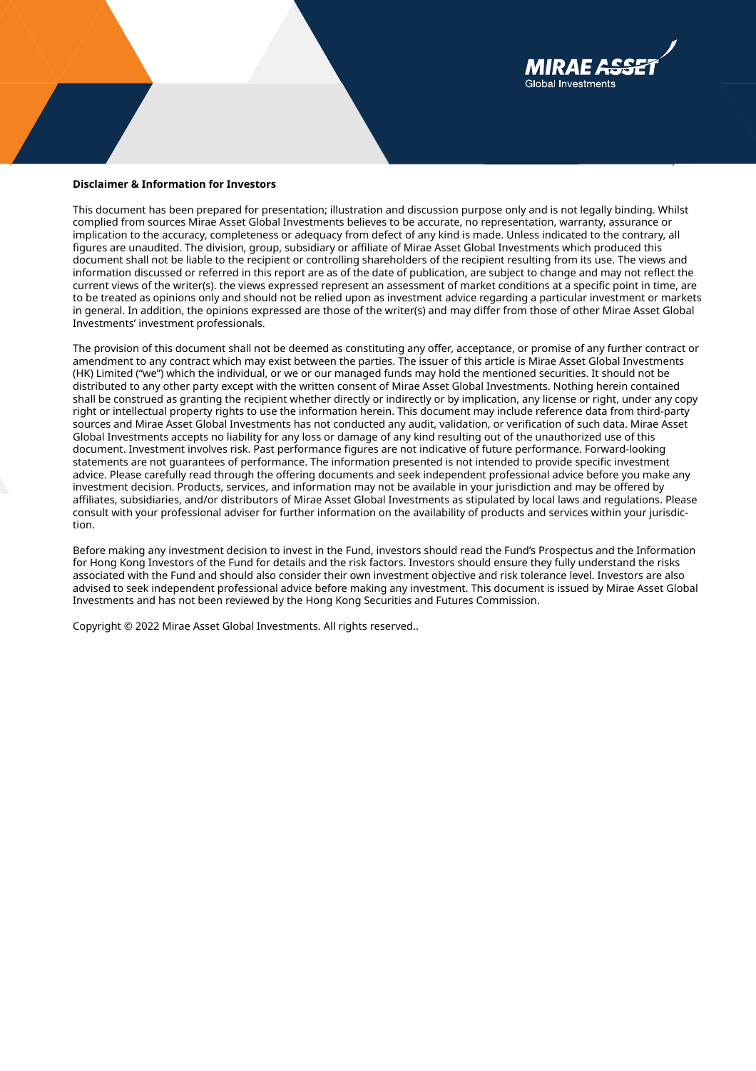**Disclaimer & Information for Investors**

This document has been prepared for presentation; illustration and discussion purpose only and is not legally binding. Whilst complied from sources Mirae Asset Global Investments believes to be accurate, no representation, warranty, assurance or implication to the accuracy, completeness or adequacy from defect of any kind is made. Unless indicated to the contrary, all figures are unaudited. The division, group, subsidiary or affiliate of Mirae Asset Global Investments which produced this document shall not be liable to the recipient or controlling shareholders of the recipient resulting from its use. The views and information discussed or referred in this report are as of the date of publication, are subject to change and may not reflect the current views of the writer(s). the views expressed represent an assessment of market conditions at a specific point in time, are to be treated as opinions only and should not be relied upon as investment advice regarding a particular investment or markets in general. In addition, the opinions expressed are those of the writer(s) and may differ from those of other Mirae Asset Global Investments' investment professionals.

The provision of this document shall not be deemed as constituting any offer, acceptance, or promise of any further contract or amendment to any contract which may exist between the parties. The issuer of this article is Mirae Asset Global Investments (HK) Limited ("we") which the individual, or we or our managed funds may hold the mentioned securities. It should not be distributed to any other party except with the written consent of Mirae Asset Global Investments. Nothing herein contained shall be construed as granting the recipient whether directly or indirectly or by implication, any license or right, under any copy right or intellectual property rights to use the information herein. This document may include reference data from third-party sources and Mirae Asset Global Investments has not conducted any audit, validation, or verification of such data. Mirae Asset Global Investments accepts no liability for any loss or damage of any kind resulting out of the unauthorized use of this document. Investment involves risk. Past performance figures are not indicative of future performance. Forward-looking statements are not guarantees of performance. The information presented is not intended to provide specific investment advice. Please carefully read through the offering documents and seek independent professional advice before you make any investment decision. Products, services, and information may not be available in your jurisdiction and may be offered by affiliates, subsidiaries, and/or distributors of Mirae Asset Global Investments as stipulated by local laws and regulations. Please consult with your professional adviser for further information on the availability of products and services within your jurisdiction.

Before making any investment decision to invest in the Fund, investors should read the Fund's Prospectus and the Information for Hong Kong Investors of the Fund for details and the risk factors. Investors should ensure they fully understand the risks associated with the Fund and should also consider their own investment objective and risk tolerance level. Investors are also advised to seek independent professional advice before making any investment. This document is issued by Mirae Asset Global Investments and has not been reviewed by the Hong Kong Securities and Futures Commission.

Copyright © 2022 Mirae Asset Global Investments. All rights reserved..